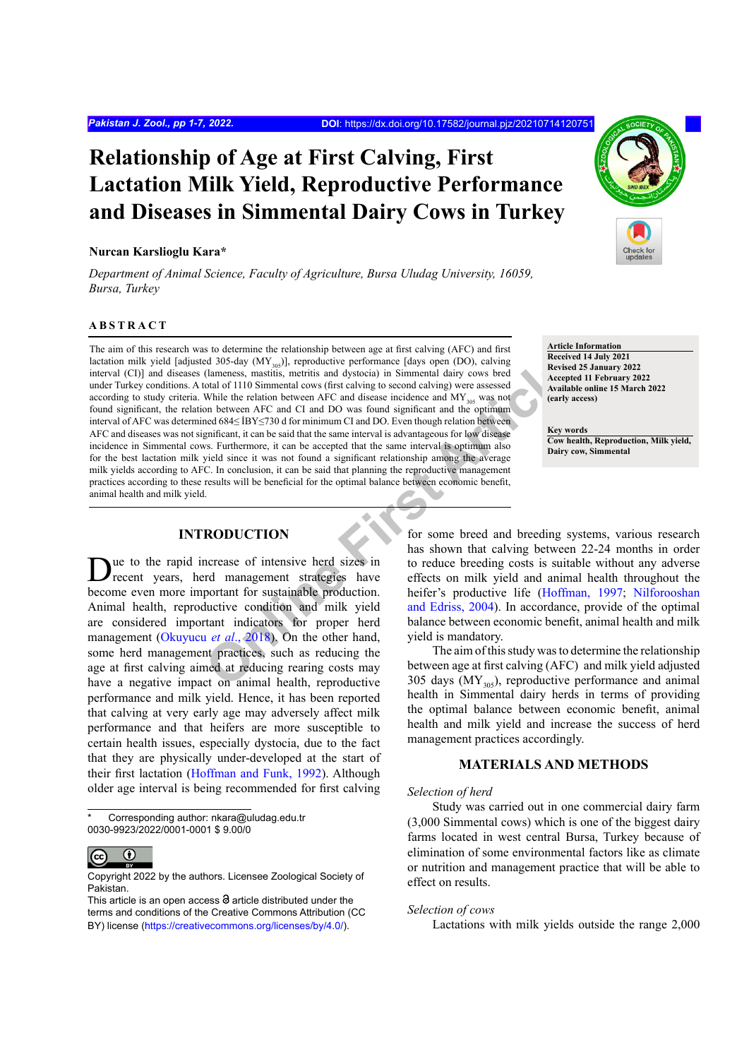# Relationship of Age at First Calving, First Lactation Milk Yield, Reproductive Performance and Diseases in Simmental Dairy Cows in Turkey

**Nurcan Karslioglu Kara***

*Department of Animal Science, Faculty of Agriculture, Bursa Uludag University, 16059, Bursa, Turkey*

## ABSTRACT

The aim of this research was to determine the relationship between age at first calving (AFC) and first lactation milk yield [adjusted 305-day ($MY_{305}$)], reproductive performance [days open (DO), calving interval (CI)] and diseases (lameness, mastitis, metritis and dystocia) in Simmental dairy cows bred under Turkey conditions. A total of 1110 Simmental cows (first calving to second calving) were assessed according to study criteria. While the relation between AFC and disease incidence and $MY_{305}$ was not found significant, the relation between AFC and CI and DO was found significant and the optimum interval of AFC was determined 684≤ İBY≤730 d for minimum CI and DO. Even though relation between AFC and diseases was not significant, it can be said that the same interval is advantageous for low disease incidence in Simmental cows. Furthermore, it can be accepted that the same interval is optimum also for the best lactation milk yield since it was not found a significant relationship among the average milk yields according to AFC. In conclusion, it can be said that planning the reproductive management practices according to these results will be beneficial for the optimal balance between economic benefit, animal health and milk yield.

**Article Information**
Received 14 July 2021
Revised 25 January 2022
Accepted 11 February 2022
Available online 15 March 2022
(early access)

**Key words**
Cow health, Reproduction, Milk yield, Dairy cow, Simmental

## INTRODUCTION

Due to the rapid increase of intensive herd sizes in recent years, herd management strategies have become even more important for sustainable production. Animal health, reproductive condition and milk yield are considered important indicators for proper herd management (Okuyucu *et al*., 2018). On the other hand, some herd management practices, such as reducing the age at first calving aimed at reducing rearing costs may have a negative impact on animal health, reproductive performance and milk yield. Hence, it has been reported that calving at very early age may adversely affect milk performance and that heifers are more susceptible to certain health issues, especially dystocia, due to the fact that they are physically under-developed at the start of their first lactation (Hoffman and Funk, 1992). Although older age interval is being recommended for first calving for some breed and breeding systems, various research has shown that calving between 22-24 months in order to reduce breeding costs is suitable without any adverse effects on milk yield and animal health throughout the heifer's productive life (Hoffman, 1997; Nilforooshan and Edriss, 2004). In accordance, provide of the optimal balance between economic benefit, animal health and milk yield is mandatory.

The aim of this study was to determine the relationship between age at first calving (AFC) and milk yield adjusted 305 days ($MY_{305}$), reproductive performance and animal health in Simmental dairy herds in terms of providing the optimal balance between economic benefit, animal health and milk yield and increase the success of herd management practices accordingly.

## MATERIALS AND METHODS

*Selection of herd*

Study was carried out in one commercial dairy farm (3,000 Simmental cows) which is one of the biggest dairy farms located in west central Bursa, Turkey because of elimination of some environmental factors like as climate or nutrition and management practice that will be able to effect on results.

*Selection of cows*

Lactations with milk yields outside the range 2,000

---

\* Corresponding author: nkara@uludag.edu.tr
0030-9923/2022/0001-0001 $ 9.00/0

Copyright 2022 by the authors. Licensee Zoological Society of Pakistan.
This article is an open access article distributed under the terms and conditions of the Creative Commons Attribution (CC BY) license (https://creativecommons.org/licenses/by/4.0/).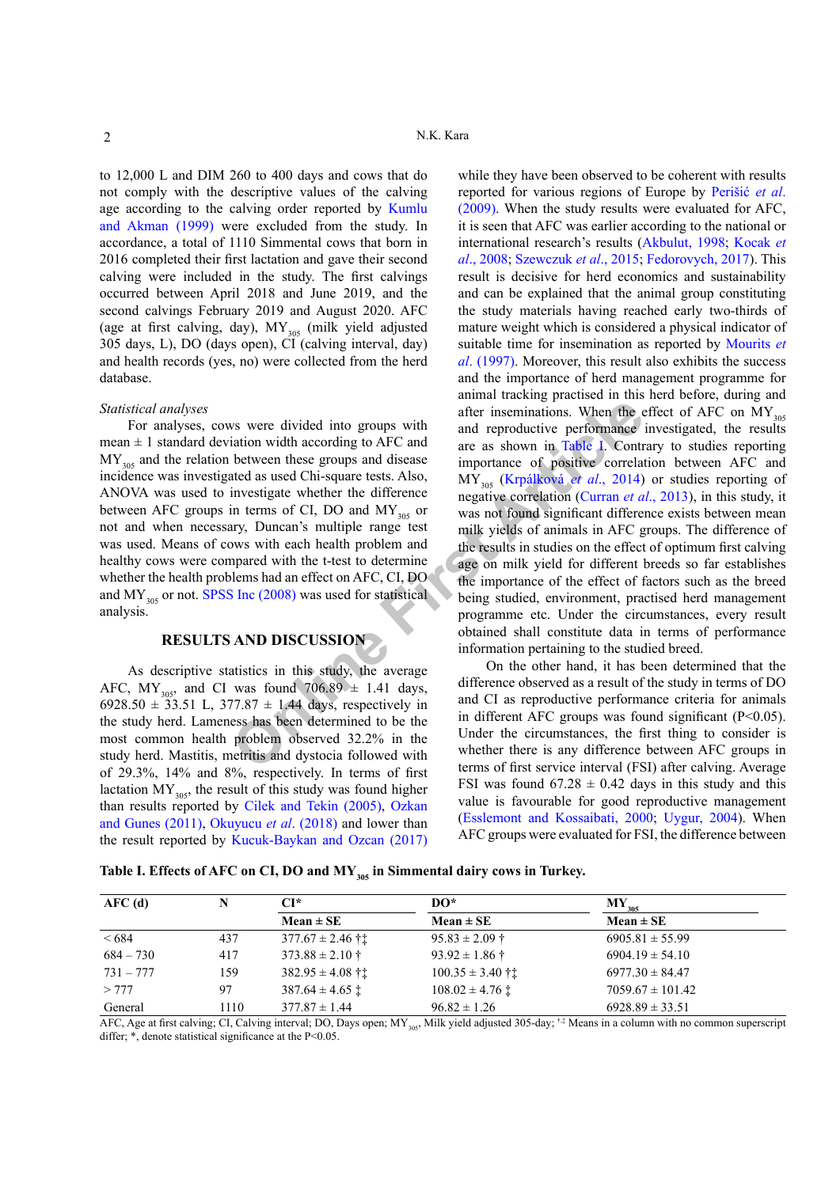to 12,000 L and DIM 260 to 400 days and cows that do not comply with the descriptive values of the calving age according to the calving order reported by Kumlu and Akman (1999) were excluded from the study. In accordance, a total of 1110 Simmental cows that born in 2016 completed their first lactation and gave their second calving were included in the study. The first calvings occurred between April 2018 and June 2019, and the second calvings February 2019 and August 2020. AFC (age at first calving, day), $MY_{305}$ (milk yield adjusted 305 days, L), DO (days open), CI (calving interval, day) and health records (yes, no) were collected from the herd database.

*Statistical analyses*

For analyses, cows were divided into groups with mean ± 1 standard deviation width according to AFC and $MY_{305}$ and the relation between these groups and disease incidence was investigated as used Chi-square tests. Also, ANOVA was used to investigate whether the difference between AFC groups in terms of CI, DO and $MY_{305}$ or not and when necessary, Duncan's multiple range test was used. Means of cows with each health problem and healthy cows were compared with the t-test to determine whether the health problems had an effect on AFC, CI, DO and $MY_{305}$ or not. SPSS Inc (2008) was used for statistical analysis.

## RESULTS AND DISCUSSION

As descriptive statistics in this study, the average AFC, $MY_{305}$, and CI was found 706.89 ± 1.41 days, 6928.50 ± 33.51 L, 377.87 ± 1.44 days, respectively in the study herd. Lameness has been determined to be the most common health problem observed 32.2% in the study herd. Mastitis, metritis and dystocia followed with of 29.3%, 14% and 8%, respectively. In terms of first lactation $MY_{305}$, the result of this study was found higher than results reported by Cilek and Tekin (2005), Ozkan and Gunes (2011), Okuyucu *et al*. (2018) and lower than the result reported by Kucuk-Baykan and Ozcan (2017) while they have been observed to be coherent with results reported for various regions of Europe by Perišić *et al*. (2009). When the study results were evaluated for AFC, it is seen that AFC was earlier according to the national or international research's results (Akbulut, 1998; Kocak *et al*., 2008; Szewczuk *et al*., 2015; Fedorovych, 2017). This result is decisive for herd economics and sustainability and can be explained that the animal group constituting the study materials having reached early two-thirds of mature weight which is considered a physical indicator of suitable time for insemination as reported by Mourits *et al*. (1997). Moreover, this result also exhibits the success and the importance of herd management programme for animal tracking practised in this herd before, during and after inseminations. When the effect of AFC on $MY_{305}$ and reproductive performance investigated, the results are as shown in Table I. Contrary to studies reporting importance of positive correlation between AFC and $MY_{305}$ (Krpálková *et al*., 2014) or studies reporting of negative correlation (Curran *et al*., 2013), in this study, it was not found significant difference exists between mean milk yields of animals in AFC groups. The difference of the results in studies on the effect of optimum first calving age on milk yield for different breeds so far establishes the importance of the effect of factors such as the breed being studied, environment, practised herd management programme etc. Under the circumstances, every result obtained shall constitute data in terms of performance information pertaining to the studied breed.

On the other hand, it has been determined that the difference observed as a result of the study in terms of DO and CI as reproductive performance criteria for animals in different AFC groups was found significant (P<0.05). Under the circumstances, the first thing to consider is whether there is any difference between AFC groups in terms of first service interval (FSI) after calving. Average FSI was found 67.28 ± 0.42 days in this study and this value is favourable for good reproductive management (Esslemont and Kossaibati, 2000; Uygur, 2004). When AFC groups were evaluated for FSI, the difference between

**Table I. Effects of AFC on CI, DO and $MY_{305}$ in Simmental dairy cows in Turkey.**

| AFC (d) | N | CI* | DO* | $MY_{305}$ |
|---|---|---|---|---|
| | | Mean ± SE | Mean ± SE | Mean ± SE |
| < 684 | 437 | 377.67 ± 2.46 †‡ | 95.83 ± 2.09 † | 6905.81 ± 55.99 |
| 684 – 730 | 417 | 373.88 ± 2.10 † | 93.92 ± 1.86 † | 6904.19 ± 54.10 |
| 731 – 777 | 159 | 382.95 ± 4.08 †‡ | 100.35 ± 3.40 †‡ | 6977.30 ± 84.47 |
| > 777 | 97 | 387.64 ± 4.65 ‡ | 108.02 ± 4.76 ‡ | 7059.67 ± 101.42 |
| General | 1110 | 377.87 ± 1.44 | 96.82 ± 1.26 | 6928.89 ± 33.51 |

AFC, Age at first calving; CI, Calving interval; DO, Days open; $MY_{305}$, Milk yield adjusted 305-day; †,‡ Means in a column with no common superscript differ; *, denote statistical significance at the P<0.05.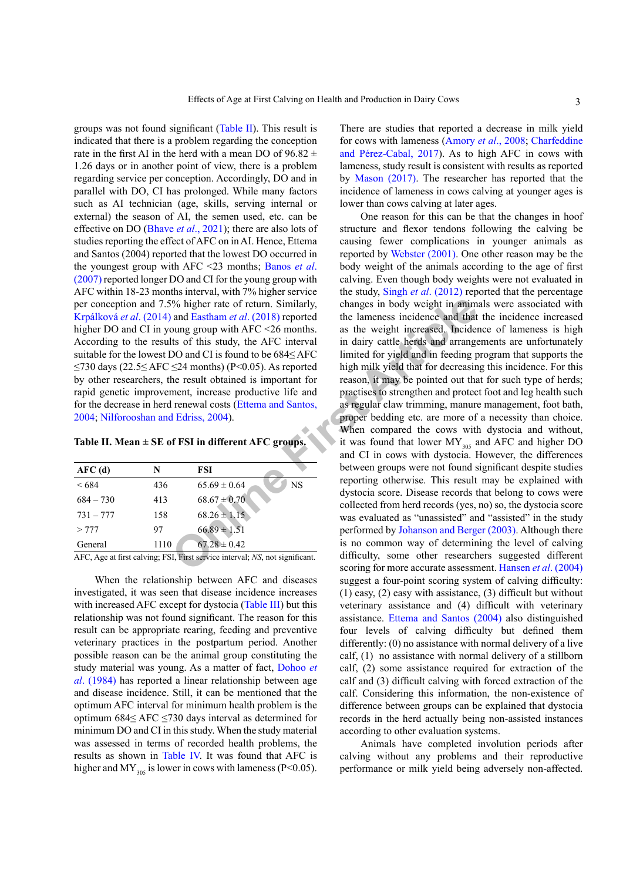groups was not found significant (Table II). This result is indicated that there is a problem regarding the conception rate in the first AI in the herd with a mean DO of 96.82 ± 1.26 days or in another point of view, there is a problem regarding service per conception. Accordingly, DO and in parallel with DO, CI has prolonged. While many factors such as AI technician (age, skills, serving internal or external) the season of AI, the semen used, etc. can be effective on DO (Bhave *et al*., 2021); there are also lots of studies reporting the effect of AFC on in AI. Hence, Ettema and Santos (2004) reported that the lowest DO occurred in the youngest group with AFC <23 months; Banos *et al*. (2007) reported longer DO and CI for the young group with AFC within 18-23 months interval, with 7% higher service per conception and 7.5% higher rate of return. Similarly, Krpálková *et al*. (2014) and Eastham *et al*. (2018) reported higher DO and CI in young group with AFC <26 months. According to the results of this study, the AFC interval suitable for the lowest DO and CI is found to be 684≤ AFC ≤730 days (22.5≤ AFC ≤24 months) ($P<0.05$). As reported by other researchers, the result obtained is important for rapid genetic improvement, increase productive life and for the decrease in herd renewal costs (Ettema and Santos, 2004; Nilforooshan and Edriss, 2004).

**Table II. Mean ± SE of FSI in different AFC groups.**

| AFC (d) | N | FSI | |
|---|---|---|---|
| < 684 | 436 | 65.69 ± 0.64 | NS |
| 684 – 730 | 413 | 68.67 ± 0.70 | |
| 731 – 777 | 158 | 68.26 ± 1.15 | |
| > 777 | 97 | 66.89 ± 1.51 | |
| General | 1110 | 67.28 ± 0.42 | |

AFC, Age at first calving; FSI, First service interval; *NS*, not significant.

When the relationship between AFC and diseases investigated, it was seen that disease incidence increases with increased AFC except for dystocia (Table III) but this relationship was not found significant. The reason for this result can be appropriate rearing, feeding and preventive veterinary practices in the postpartum period. Another possible reason can be the animal group constituting the study material was young. As a matter of fact, Dohoo *et al*. (1984) has reported a linear relationship between age and disease incidence. Still, it can be mentioned that the optimum AFC interval for minimum health problem is the optimum 684≤ AFC ≤730 days interval as determined for minimum DO and CI in this study. When the study material was assessed in terms of recorded health problems, the results as shown in Table IV. It was found that AFC is higher and $MY_{305}$ is lower in cows with lameness ($P<0.05$). There are studies that reported a decrease in milk yield for cows with lameness (Amory *et al*., 2008; Charfeddine and Pérez-Cabal, 2017). As to high AFC in cows with lameness, study result is consistent with results as reported by Mason (2017). The researcher has reported that the incidence of lameness in cows calving at younger ages is lower than cows calving at later ages.

One reason for this can be that the changes in hoof structure and flexor tendons following the calving be causing fewer complications in younger animals as reported by Webster (2001). One other reason may be the body weight of the animals according to the age of first calving. Even though body weights were not evaluated in the study, Singh *et al*. (2012) reported that the percentage changes in body weight in animals were associated with the lameness incidence and that the incidence increased as the weight increased. Incidence of lameness is high in dairy cattle herds and arrangements are unfortunately limited for yield and in feeding program that supports the high milk yield that for decreasing this incidence. For this reason, it may be pointed out that for such type of herds; practises to strengthen and protect foot and leg health such as regular claw trimming, manure management, foot bath, proper bedding etc. are more of a necessity than choice. When compared the cows with dystocia and without, it was found that lower $MY_{305}$ and AFC and higher DO and CI in cows with dystocia. However, the differences between groups were not found significant despite studies reporting otherwise. This result may be explained with dystocia score. Disease records that belong to cows were collected from herd records (yes, no) so, the dystocia score was evaluated as "unassisted" and "assisted" in the study performed by Johanson and Berger (2003). Although there is no common way of determining the level of calving difficulty, some other researchers suggested different scoring for more accurate assessment. Hansen *et al*. (2004) suggest a four-point scoring system of calving difficulty: (1) easy, (2) easy with assistance, (3) difficult but without veterinary assistance and (4) difficult with veterinary assistance. Ettema and Santos (2004) also distinguished four levels of calving difficulty but defined them differently: (0) no assistance with normal delivery of a live calf, (1) no assistance with normal delivery of a stillborn calf, (2) some assistance required for extraction of the calf and (3) difficult calving with forced extraction of the calf. Considering this information, the non-existence of difference between groups can be explained that dystocia records in the herd actually being non-assisted instances according to other evaluation systems.

Animals have completed involution periods after calving without any problems and their reproductive performance or milk yield being adversely non-affected.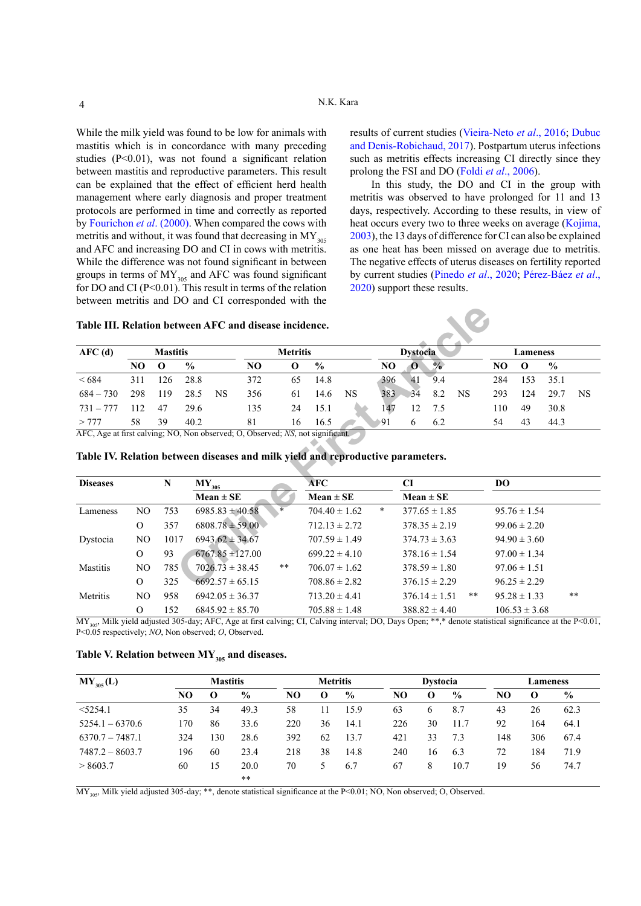While the milk yield was found to be low for animals with mastitis which is in concordance with many preceding studies (P<0.01), was not found a significant relation between mastitis and reproductive parameters. This result can be explained that the effect of efficient herd health management where early diagnosis and proper treatment protocols are performed in time and correctly as reported by Fourichon *et al*. (2000). When compared the cows with metritis and without, it was found that decreasing in $MY_{305}$ and AFC and increasing DO and CI in cows with metritis. While the difference was not found significant in between groups in terms of $MY_{305}$ and AFC was found significant for DO and CI (P<0.01). This result in terms of the relation between metritis and DO and CI corresponded with the results of current studies (Vieira-Neto *et al*., 2016; Dubuc and Denis-Robichaud, 2017). Postpartum uterus infections such as metritis effects increasing CI directly since they prolong the FSI and DO (Foldi *et al*., 2006).

In this study, the DO and CI in the group with metritis was observed to have prolonged for 11 and 13 days, respectively. According to these results, in view of heat occurs every two to three weeks on average (Kojima, 2003), the 13 days of difference for CI can also be explained as one heat has been missed on average due to metritis. The negative effects of uterus diseases on fertility reported by current studies (Pinedo *et al*., 2020; Pérez-Báez *et al*., 2020) support these results.

**Table III. Relation between AFC and disease incidence.**

| AFC (d) | Mastitis | | | | Metritis | | | | Dystocia | | | | Lameness | | | |
|---|---|---|---|---|---|---|---|---|---|---|---|---|---|---|---|---|
| | NO | O | % | | NO | O | % | | NO | O | % | | NO | O | % | |
| < 684 | 311 | 126 | 28.8 | | 372 | 65 | 14.8 | | 396 | 41 | 9.4 | | 284 | 153 | 35.1 | |
| 684 – 730 | 298 | 119 | 28.5 | NS | 356 | 61 | 14.6 | NS | 383 | 34 | 8.2 | NS | 293 | 124 | 29.7 | NS |
| 731 – 777 | 112 | 47 | 29.6 | | 135 | 24 | 15.1 | | 147 | 12 | 7.5 | | 110 | 49 | 30.8 | |
| > 777 | 58 | 39 | 40.2 | | 81 | 16 | 16.5 | | 91 | 6 | 6.2 | | 54 | 43 | 44.3 | |

AFC, Age at first calving; NO, Non observed; O, Observed; *NS*, not significant.

**Table IV. Relation between diseases and milk yield and reproductive parameters.**

| Diseases | | N | $MY_{305}$ Mean ± SE | | AFC Mean ± SE | | CI Mean ± SE | | DO | |
|---|---|---|---|---|---|---|---|---|---|---|
| Lameness | NO | 753 | 6985.83 ± 40.58 | * | 704.40 ± 1.62 | * | 377.65 ± 1.85 | | 95.76 ± 1.54 | |
| | O | 357 | 6808.78 ± 59.00 | | 712.13 ± 2.72 | | 378.35 ± 2.19 | | 99.06 ± 2.20 | |
| Dystocia | NO | 1017 | 6943.62 ± 34.67 | | 707.59 ± 1.49 | | 374.73 ± 3.63 | | 94.90 ± 3.60 | |
| | O | 93 | 6767.85 ±127.00 | | 699.22 ± 4.10 | | 378.16 ± 1.54 | | 97.00 ± 1.34 | |
| Mastitis | NO | 785 | 7026.73 ± 38.45 | ** | 706.07 ± 1.62 | | 378.59 ± 1.80 | | 97.06 ± 1.51 | |
| | O | 325 | 6692.57 ± 65.15 | | 708.86 ± 2.82 | | 376.15 ± 2.29 | | 96.25 ± 2.29 | |
| Metritis | NO | 958 | 6942.05 ± 36.37 | | 713.20 ± 4.41 | | 376.14 ± 1.51 | ** | 95.28 ± 1.33 | ** |
| | O | 152 | 6845.92 ± 85.70 | | 705.88 ± 1.48 | | 388.82 ± 4.40 | | 106.53 ± 3.68 | |

$MY_{305}$, Milk yield adjusted 305-day; AFC, Age at first calving; CI, Calving interval; DO, Days Open; **,* denote statistical significance at the P<0.01, P<0.05 respectively; *NO*, Non observed; *O*, Observed.

**Table V. Relation between $MY_{305}$ and diseases.**

| $MY_{305}$ (L) | Mastitis | | | Metritis | | | Dystocia | | | Lameness | | |
|---|---|---|---|---|---|---|---|---|---|---|---|---|
| | NO | O | % | NO | O | % | NO | O | % | NO | O | % |
| <5254.1 | 35 | 34 | 49.3 | 58 | 11 | 15.9 | 63 | 6 | 8.7 | 43 | 26 | 62.3 |
| 5254.1 – 6370.6 | 170 | 86 | 33.6 | 220 | 36 | 14.1 | 226 | 30 | 11.7 | 92 | 164 | 64.1 |
| 6370.7 – 7487.1 | 324 | 130 | 28.6 | 392 | 62 | 13.7 | 421 | 33 | 7.3 | 148 | 306 | 67.4 |
| 7487.2 – 8603.7 | 196 | 60 | 23.4 | 218 | 38 | 14.8 | 240 | 16 | 6.3 | 72 | 184 | 71.9 |
| > 8603.7 | 60 | 15 | 20.0 | 70 | 5 | 6.7 | 67 | 8 | 10.7 | 19 | 56 | 74.7 |
| | | | ** | | | | | | | | | |

$MY_{305}$, Milk yield adjusted 305-day; **, denote statistical significance at the P<0.01; NO, Non observed; O, Observed.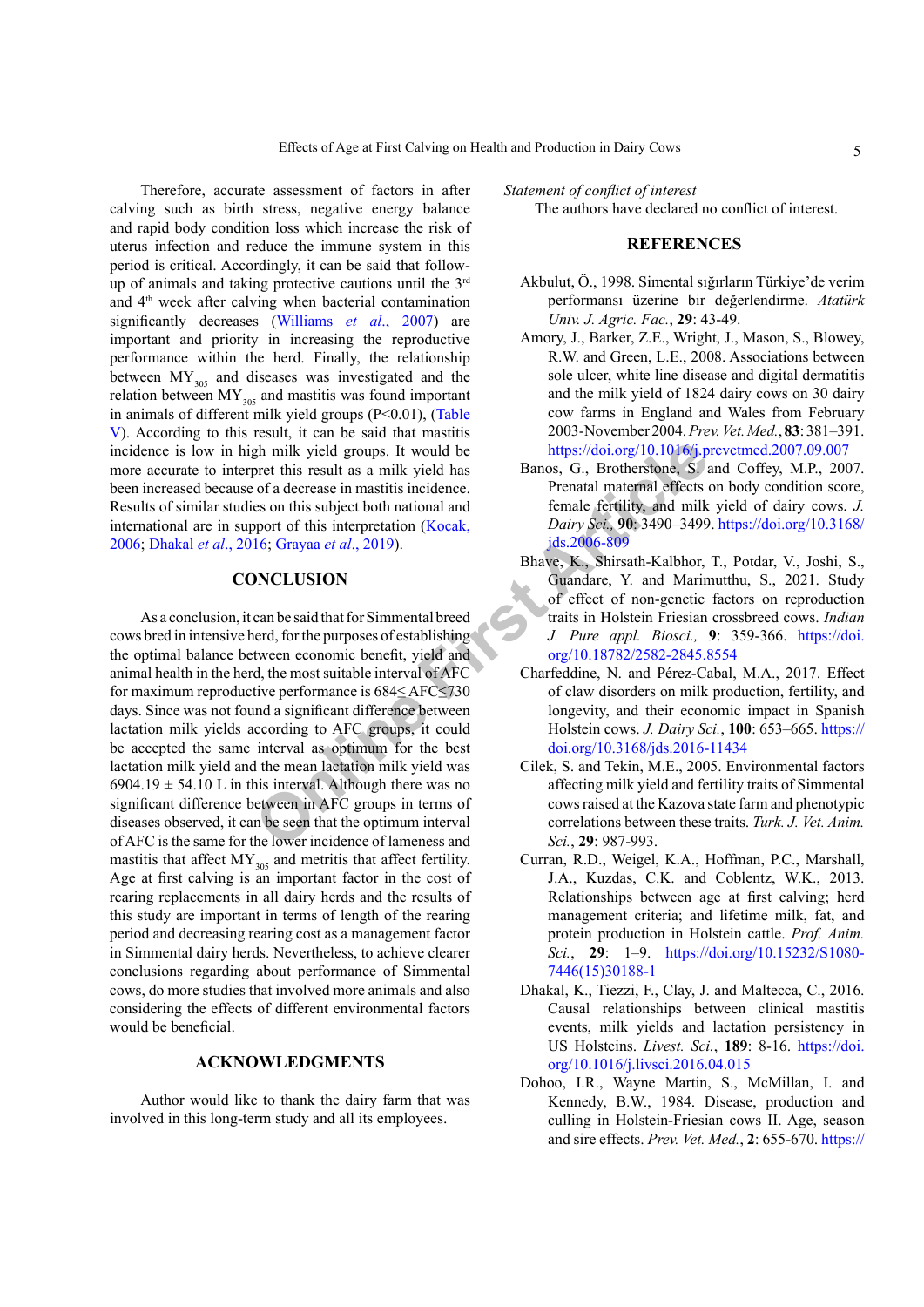Therefore, accurate assessment of factors in after calving such as birth stress, negative energy balance and rapid body condition loss which increase the risk of uterus infection and reduce the immune system in this period is critical. Accordingly, it can be said that follow-up of animals and taking protective cautions until the 3[rd] and 4[th] week after calving when bacterial contamination significantly decreases (Williams *et al*., 2007) are important and priority in increasing the reproductive performance within the herd. Finally, the relationship between $MY_{305}$ and diseases was investigated and the relation between $MY_{305}$ and mastitis was found important in animals of different milk yield groups (P<0.01), (Table V). According to this result, it can be said that mastitis incidence is low in high milk yield groups. It would be more accurate to interpret this result as a milk yield has been increased because of a decrease in mastitis incidence. Results of similar studies on this subject both national and international are in support of this interpretation (Kocak, 2006; Dhakal *et al*., 2016; Grayaa *et al*., 2019).

## CONCLUSION

As a conclusion, it can be said that for Simmental breed cows bred in intensive herd, for the purposes of establishing the optimal balance between economic benefit, yield and animal health in the herd, the most suitable interval of AFC for maximum reproductive performance is 684≤ AFC≤730 days. Since was not found a significant difference between lactation milk yields according to AFC groups, it could be accepted the same interval as optimum for the best lactation milk yield and the mean lactation milk yield was 6904.19 ± 54.10 L in this interval. Although there was no significant difference between in AFC groups in terms of diseases observed, it can be seen that the optimum interval of AFC is the same for the lower incidence of lameness and mastitis that affect $MY_{305}$ and metritis that affect fertility. Age at first calving is an important factor in the cost of rearing replacements in all dairy herds and the results of this study are important in terms of length of the rearing period and decreasing rearing cost as a management factor in Simmental dairy herds. Nevertheless, to achieve clearer conclusions regarding about performance of Simmental cows, do more studies that involved more animals and also considering the effects of different environmental factors would be beneficial.

## ACKNOWLEDGMENTS

Author would like to thank the dairy farm that was involved in this long-term study and all its employees.

*Statement of conflict of interest*

The authors have declared no conflict of interest.

## REFERENCES

Akbulut, Ö., 1998. Simental sığırların Türkiye'de verim performansı üzerine bir değerlendirme. *Atatürk Univ. J. Agric. Fac.*, **29**: 43-49.

Amory, J., Barker, Z.E., Wright, J., Mason, S., Blowey, R.W. and Green, L.E., 2008. Associations between sole ulcer, white line disease and digital dermatitis and the milk yield of 1824 dairy cows on 30 dairy cow farms in England and Wales from February 2003-November 2004. *Prev. Vet. Med.*, **83**: 381–391. https://doi.org/10.1016/j.prevetmed.2007.09.007

Banos, G., Brotherstone, S. and Coffey, M.P., 2007. Prenatal maternal effects on body condition score, female fertility, and milk yield of dairy cows. *J. Dairy Sci.*, **90**: 3490–3499. https://doi.org/10.3168/jds.2006-809

Bhave, K., Shirsath-Kalbhor, T., Potdar, V., Joshi, S., Guandare, Y. and Marimutthu, S., 2021. Study of effect of non-genetic factors on reproduction traits in Holstein Friesian crossbreed cows. *Indian J. Pure appl. Biosci.*, **9**: 359-366. https://doi.org/10.18782/2582-2845.8554

Charfeddine, N. and Pérez-Cabal, M.A., 2017. Effect of claw disorders on milk production, fertility, and longevity, and their economic impact in Spanish Holstein cows. *J. Dairy Sci.*, **100**: 653–665. https://doi.org/10.3168/jds.2016-11434

Cilek, S. and Tekin, M.E., 2005. Environmental factors affecting milk yield and fertility traits of Simmental cows raised at the Kazova state farm and phenotypic correlations between these traits. *Turk. J. Vet. Anim. Sci.*, **29**: 987-993.

Curran, R.D., Weigel, K.A., Hoffman, P.C., Marshall, J.A., Kuzdas, C.K. and Coblentz, W.K., 2013. Relationships between age at first calving; herd management criteria; and lifetime milk, fat, and protein production in Holstein cattle. *Prof. Anim. Sci.*, **29**: 1–9. https://doi.org/10.15232/S1080-7446(15)30188-1

Dhakal, K., Tiezzi, F., Clay, J. and Maltecca, C., 2016. Causal relationships between clinical mastitis events, milk yields and lactation persistency in US Holsteins. *Livest. Sci.*, **189**: 8-16. https://doi.org/10.1016/j.livsci.2016.04.015

Dohoo, I.R., Wayne Martin, S., McMillan, I. and Kennedy, B.W., 1984. Disease, production and culling in Holstein-Friesian cows II. Age, season and sire effects. *Prev. Vet. Med.*, **2**: 655-670. https://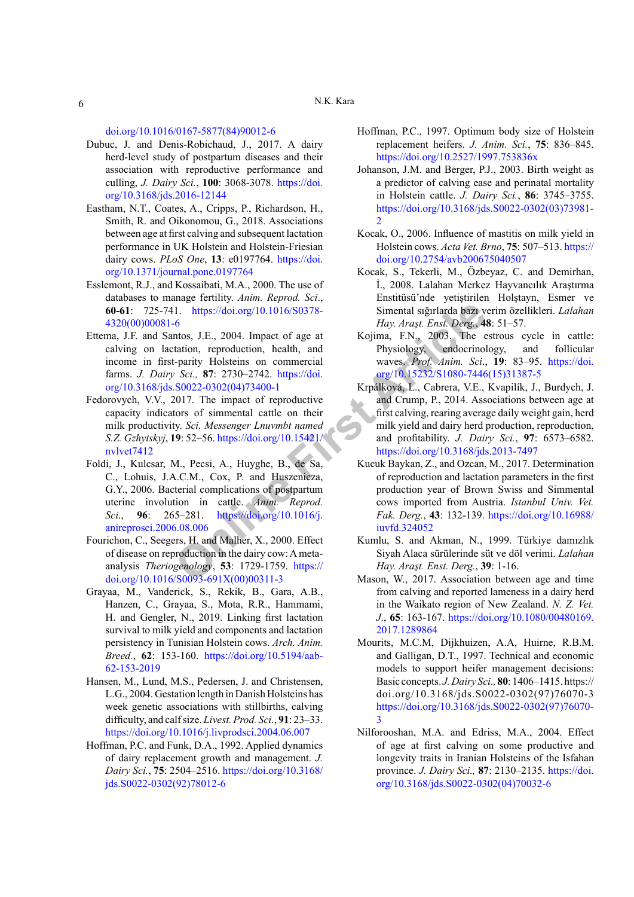doi.org/10.1016/0167-5877(84)90012-6

Dubuc, J. and Denis-Robichaud, J., 2017. A dairy herd-level study of postpartum diseases and their association with reproductive performance and culling, *J. Dairy Sci.*, **100**: 3068-3078. https://doi.org/10.3168/jds.2016-12144

Eastham, N.T., Coates, A., Cripps, P., Richardson, H., Smith, R. and Oikonomou, G., 2018. Associations between age at first calving and subsequent lactation performance in UK Holstein and Holstein-Friesian dairy cows. *PLoS One*, **13**: e0197764. https://doi.org/10.1371/journal.pone.0197764

Esslemont, R.J., and Kossaibati, M.A., 2000. The use of databases to manage fertility. *Anim. Reprod. Sci*., **60-61**: 725-741. https://doi.org/10.1016/S0378-4320(00)00081-6

Ettema, J.F. and Santos, J.E., 2004. Impact of age at calving on lactation, reproduction, health, and income in first-parity Holsteins on commercial farms. *J. Dairy Sci.*, **87**: 2730–2742. https://doi.org/10.3168/jds.S0022-0302(04)73400-1

Fedorovych, V.V., 2017. The impact of reproductive capacity indicators of simmental cattle on their milk productivity. *Sci. Messenger Lnuvmbt named S.Z. Gzhytskyj*, **19**: 52–56. https://doi.org/10.15421/nvlvet7412

Foldi, J., Kulcsar, M., Pecsi, A., Huyghe, B., de Sa, C., Lohuis, J.A.C.M., Cox, P. and Huszenicza, G.Y., 2006. Bacterial complications of postpartum uterine involution in cattle. *Anim. Reprod. Sci.*, **96**: 265–281. https://doi.org/10.1016/j.anireprosci.2006.08.006

Fourichon, C., Seegers, H. and Malher, X., 2000. Effect of disease on reproduction in the dairy cow: A meta-analysis *Theriogenology*, **53**: 1729-1759. https://doi.org/10.1016/S0093-691X(00)00311-3

Grayaa, M., Vanderick, S., Rekik, B., Gara, A.B., Hanzen, C., Grayaa, S., Mota, R.R., Hammami, H. and Gengler, N., 2019. Linking first lactation survival to milk yield and components and lactation persistency in Tunisian Holstein cows. *Arch. Anim. Breed.*, **62**: 153-160. https://doi.org/10.5194/aab-62-153-2019

Hansen, M., Lund, M.S., Pedersen, J. and Christensen, L.G., 2004. Gestation length in Danish Holsteins has week genetic associations with stillbirths, calving difficulty, and calf size. *Livest. Prod. Sci.*, **91**: 23–33. https://doi.org/10.1016/j.livprodsci.2004.06.007

Hoffman, P.C. and Funk, D.A., 1992. Applied dynamics of dairy replacement growth and management. *J. Dairy Sci.*, **75**: 2504–2516. https://doi.org/10.3168/jds.S0022-0302(92)78012-6

Hoffman, P.C., 1997. Optimum body size of Holstein replacement heifers. *J. Anim. Sci.*, **75**: 836–845. https://doi.org/10.2527/1997.753836x

Johanson, J.M. and Berger, P.J., 2003. Birth weight as a predictor of calving ease and perinatal mortality in Holstein cattle. *J. Dairy Sci.*, **86**: 3745–3755. https://doi.org/10.3168/jds.S0022-0302(03)73981-2

Kocak, O., 2006. Influence of mastitis on milk yield in Holstein cows. *Acta Vet. Brno*, **75**: 507–513. https://doi.org/10.2754/avb200675040507

Kocak, S., Tekerli, M., Özbeyaz, C. and Demirhan, İ., 2008. Lalahan Merkez Hayvancılık Araştırma Enstitüsü'nde yetiştirilen Holştayn, Esmer ve Simental sığırlarda bazı verim özellikleri. *Lalahan Hay. Araşt. Enst. Derg.*, **48**: 51–57.

Kojima, F.N., 2003. The estrous cycle in cattle: Physiology, endocrinology, and follicular waves. *Prof. Anim. Sci.*, **19**: 83–95. https://doi.org/10.15232/S1080-7446(15)31387-5

Krpálková, L., Cabrera, V.E., Kvapilík, J., Burdych, J. and Crump, P., 2014. Associations between age at first calving, rearing average daily weight gain, herd milk yield and dairy herd production, reproduction, and profitability. *J. Dairy Sci.*, **97**: 6573–6582. https://doi.org/10.3168/jds.2013-7497

Kucuk Baykan, Z., and Ozcan, M., 2017. Determination of reproduction and lactation parameters in the first production year of Brown Swiss and Simmental cows imported from Austria. *Istanbul Univ. Vet. Fak. Derg.*, **43**: 132-139. https://doi.org/10.16988/iuvfd.324052

Kumlu, S. and Akman, N., 1999. Türkiye damızlık Siyah Alaca sürülerinde süt ve döl verimi. *Lalahan Hay. Araşt. Enst. Derg.*, **39**: 1-16.

Mason, W., 2017. Association between age and time from calving and reported lameness in a dairy herd in the Waikato region of New Zealand. *N. Z. Vet. J.*, **65**: 163-167. https://doi.org/10.1080/00480169.2017.1289864

Mourits, M.C.M, Dijkhuizen, A.A, Huirne, R.B.M. and Galligan, D.T., 1997. Technical and economic models to support heifer management decisions: Basic concepts. *J. Dairy Sci.,* **80**: 1406–1415. https://doi.org/10.3168/jds.S0022-0302(97)76070-3 https://doi.org/10.3168/jds.S0022-0302(97)76070-3

Nilforooshan, M.A. and Edriss, M.A., 2004. Effect of age at first calving on some productive and longevity traits in Iranian Holsteins of the Isfahan province. *J. Dairy Sci.,* **87**: 2130–2135. https://doi.org/10.3168/jds.S0022-0302(04)70032-6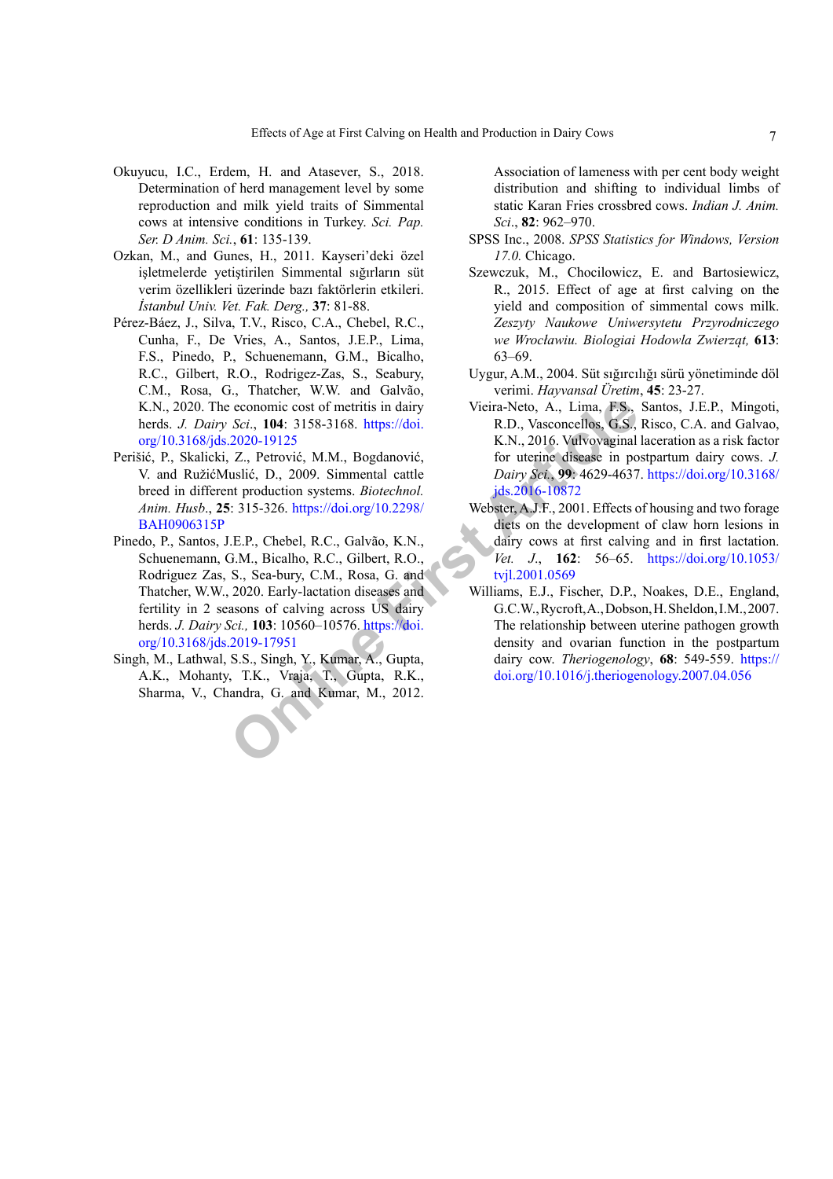Okuyucu, I.C., Erdem, H. and Atasever, S., 2018. Determination of herd management level by some reproduction and milk yield traits of Simmental cows at intensive conditions in Turkey. *Sci. Pap. Ser. D Anim. Sci.*, **61**: 135-139.

Ozkan, M., and Gunes, H., 2011. Kayseri'deki özel işletmelerde yetiştirilen Simmental sığırların süt verim özellikleri üzerinde bazı faktörlerin etkileri. *İstanbul Univ. Vet. Fak. Derg.*, **37**: 81-88.

Pérez-Báez, J., Silva, T.V., Risco, C.A., Chebel, R.C., Cunha, F., De Vries, A., Santos, J.E.P., Lima, F.S., Pinedo, P., Schuenemann, G.M., Bicalho, R.C., Gilbert, R.O., Rodrigez-Zas, S., Seabury, C.M., Rosa, G., Thatcher, W.W. and Galvão, K.N., 2020. The economic cost of metritis in dairy herds. *J. Dairy Sci.*, **104**: 3158-3168. https://doi.org/10.3168/jds.2020-19125

Perišić, P., Skalicki, Z., Petrović, M.M., Bogdanović, V. and RužićMuslić, D., 2009. Simmental cattle breed in different production systems. *Biotechnol. Anim. Husb.*, **25**: 315-326. https://doi.org/10.2298/BAH0906315P

Pinedo, P., Santos, J.E.P., Chebel, R.C., Galvão, K.N., Schuenemann, G.M., Bicalho, R.C., Gilbert, R.O., Rodriguez Zas, S., Sea-bury, C.M., Rosa, G. and Thatcher, W.W., 2020. Early-lactation diseases and fertility in 2 seasons of calving across US dairy herds. *J. Dairy Sci.,* **103**: 10560–10576. https://doi.org/10.3168/jds.2019-17951

Singh, M., Lathwal, S.S., Singh, Y., Kumar, A., Gupta, A.K., Mohanty, T.K., Vraja, T., Gupta, R.K., Sharma, V., Chandra, G. and Kumar, M., 2012. Association of lameness with per cent body weight distribution and shifting to individual limbs of static Karan Fries crossbred cows. *Indian J. Anim. Sci*., **82**: 962–970.

SPSS Inc., 2008. *SPSS Statistics for Windows, Version 17.0.* Chicago.

Szewczuk, M., Chocilowicz, E. and Bartosiewicz, R., 2015. Effect of age at first calving on the yield and composition of simmental cows milk. *Zeszyty Naukowe Uniwersytetu Przyrodniczego we Wrocławiu. Biologiai Hodowla Zwierząt,* **613**: 63–69.

Uygur, A.M., 2004. Süt sığırcılığı sürü yönetiminde döl verimi. *Hayvansal Üretim*, **45**: 23-27.

Vieira-Neto, A., Lima, F.S., Santos, J.E.P., Mingoti, R.D., Vasconcellos, G.S., Risco, C.A. and Galvao, K.N., 2016. Vulvovaginal laceration as a risk factor for uterine disease in postpartum dairy cows. *J. Dairy Sci.*, **99**: 4629-4637. https://doi.org/10.3168/jds.2016-10872

Webster, A.J.F., 2001. Effects of housing and two forage diets on the development of claw horn lesions in dairy cows at first calving and in first lactation. *Vet. J.*, **162**: 56–65. https://doi.org/10.1053/tvjl.2001.0569

Williams, E.J., Fischer, D.P., Noakes, D.E., England, G.C.W., Rycroft, A., Dobson, H. Sheldon, I.M., 2007. The relationship between uterine pathogen growth density and ovarian function in the postpartum dairy cow. *Theriogenology*, **68**: 549-559. https://doi.org/10.1016/j.theriogenology.2007.04.056